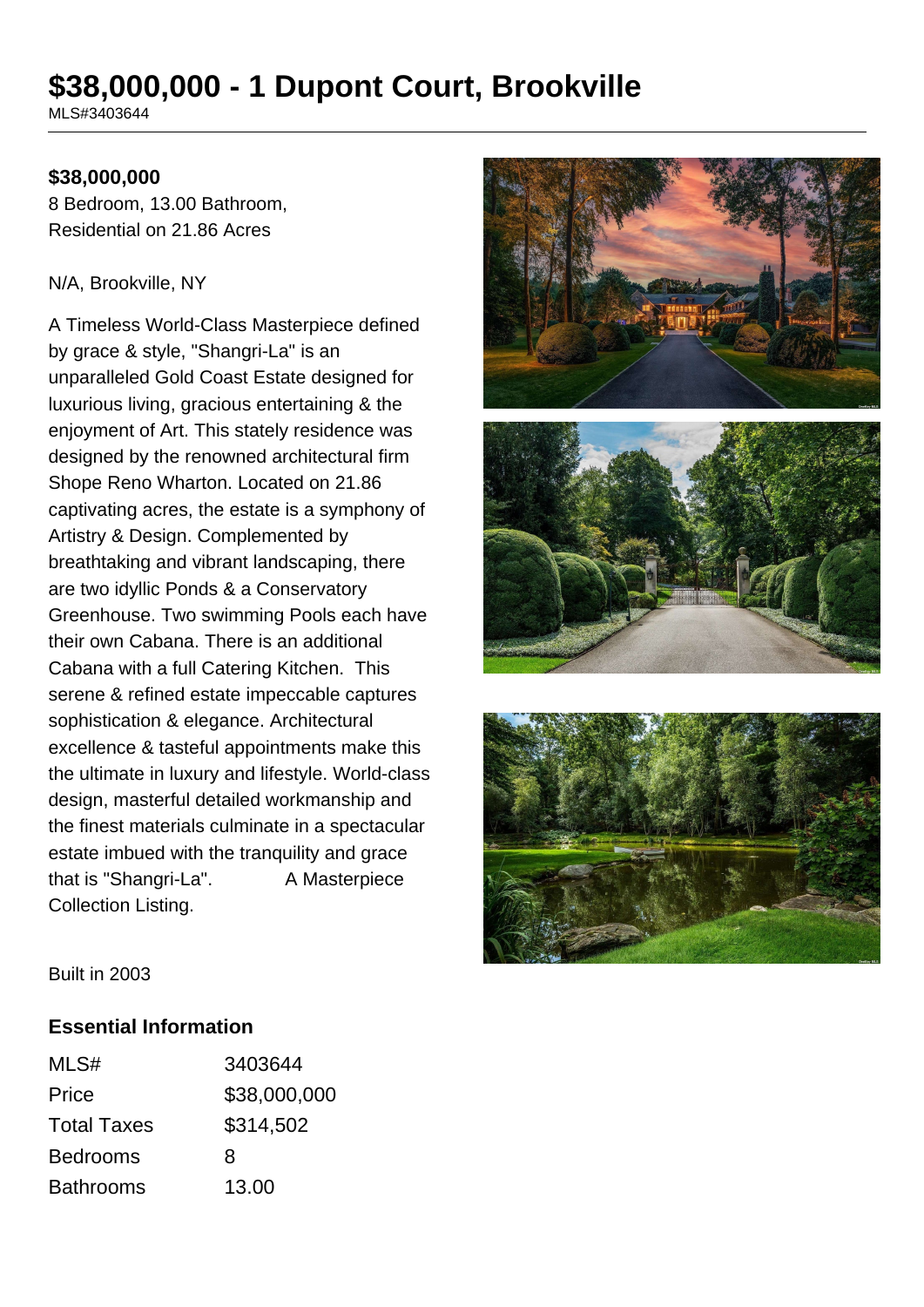# $38,000,000 - 1 Dupont Court, Brookville

MLS#3403644

**$38,000,000**
8 Bedroom, 13.00 Bathroom,
Residential on 21.86 Acres

N/A, Brookville, NY

A Timeless World-Class Masterpiece defined by grace & style, "Shangri-La" is an unparalleled Gold Coast Estate designed for luxurious living, gracious entertaining & the enjoyment of Art. This stately residence was designed by the renowned architectural firm Shope Reno Wharton. Located on 21.86 captivating acres, the estate is a symphony of Artistry & Design. Complemented by breathtaking and vibrant landscaping, there are two idyllic Ponds & a Conservatory Greenhouse. Two swimming Pools each have their own Cabana. There is an additional Cabana with a full Catering Kitchen. This serene & refined estate impeccable captures sophistication & elegance. Architectural excellence & tasteful appointments make this the ultimate in luxury and lifestyle. World-class design, masterful detailed workmanship and the finest materials culminate in a spectacular estate imbued with the tranquility and grace that is "Shangri-La". A Masterpiece Collection Listing.

Built in 2003

## Essential Information

| | |
|---|---|
| MLS# | 3403644 |
| Price | $38,000,000 |
| Total Taxes | $314,502 |
| Bedrooms | 8 |
| Bathrooms | 13.00 |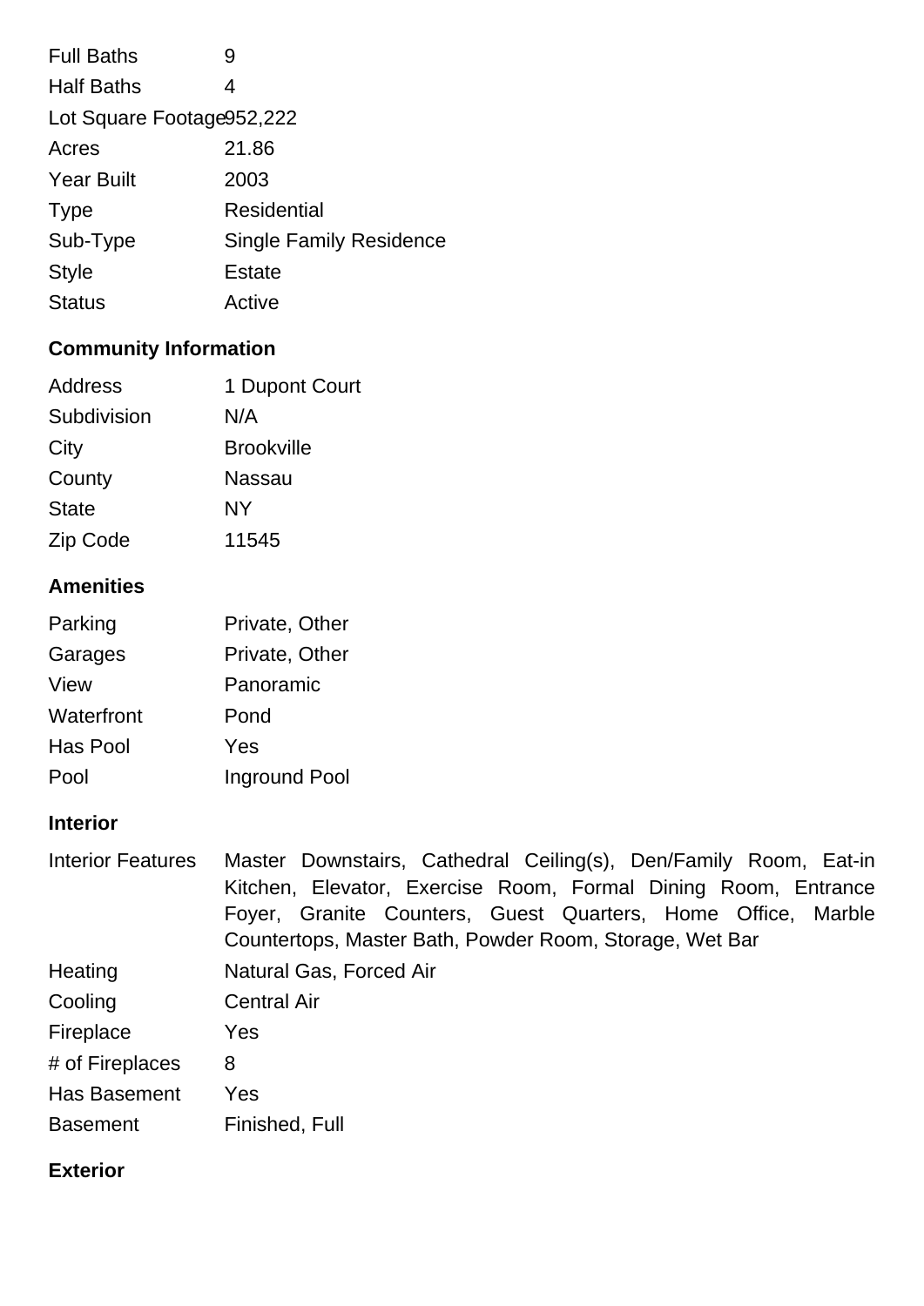| | |
|---|---|
| Full Baths | 9 |
| Half Baths | 4 |
| Lot Square Footage | 952,222 |
| Acres | 21.86 |
| Year Built | 2003 |
| Type | Residential |
| Sub-Type | Single Family Residence |
| Style | Estate |
| Status | Active |

## Community Information

| | |
|---|---|
| Address | 1 Dupont Court |
| Subdivision | N/A |
| City | Brookville |
| County | Nassau |
| State | NY |
| Zip Code | 11545 |

## Amenities

| | |
|---|---|
| Parking | Private, Other |
| Garages | Private, Other |
| View | Panoramic |
| Waterfront | Pond |
| Has Pool | Yes |
| Pool | Inground Pool |

## Interior

| | |
|---|---|
| Interior Features | Master Downstairs, Cathedral Ceiling(s), Den/Family Room, Eat-in Kitchen, Elevator, Exercise Room, Formal Dining Room, Entrance Foyer, Granite Counters, Guest Quarters, Home Office, Marble Countertops, Master Bath, Powder Room, Storage, Wet Bar |
| Heating | Natural Gas, Forced Air |
| Cooling | Central Air |
| Fireplace | Yes |
| # of Fireplaces | 8 |
| Has Basement | Yes |
| Basement | Finished, Full |

## Exterior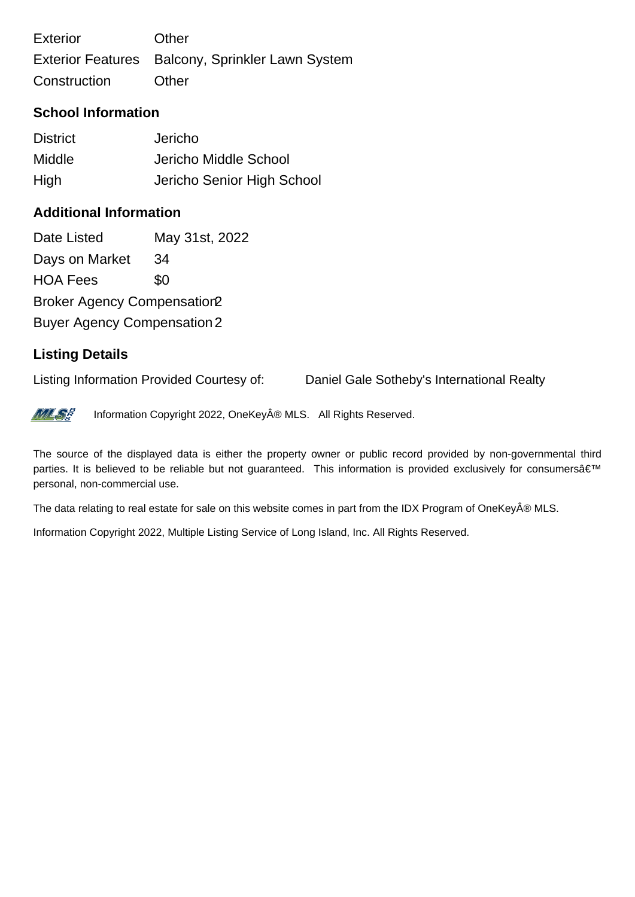| | |
|---|---|
| Exterior | Other |
| Exterior Features | Balcony, Sprinkler Lawn System |
| Construction | Other |

### School Information

| | |
|---|---|
| District | Jericho |
| Middle | Jericho Middle School |
| High | Jericho Senior High School |

### Additional Information

| | |
|---|---|
| Date Listed | May 31st, 2022 |
| Days on Market | 34 |
| HOA Fees | $0 |
| Broker Agency Compensation | 2 |
| Buyer Agency Compensation | 2 |

### Listing Details

Listing Information Provided Courtesy of: Daniel Gale Sotheby's International Realty

Information Copyright 2022, OneKeyÂ® MLS. All Rights Reserved.

The source of the displayed data is either the property owner or public record provided by non-governmental third parties. It is believed to be reliable but not guaranteed. This information is provided exclusively for consumersâ€™ personal, non-commercial use.

The data relating to real estate for sale on this website comes in part from the IDX Program of OneKeyÂ® MLS.

Information Copyright 2022, Multiple Listing Service of Long Island, Inc. All Rights Reserved.